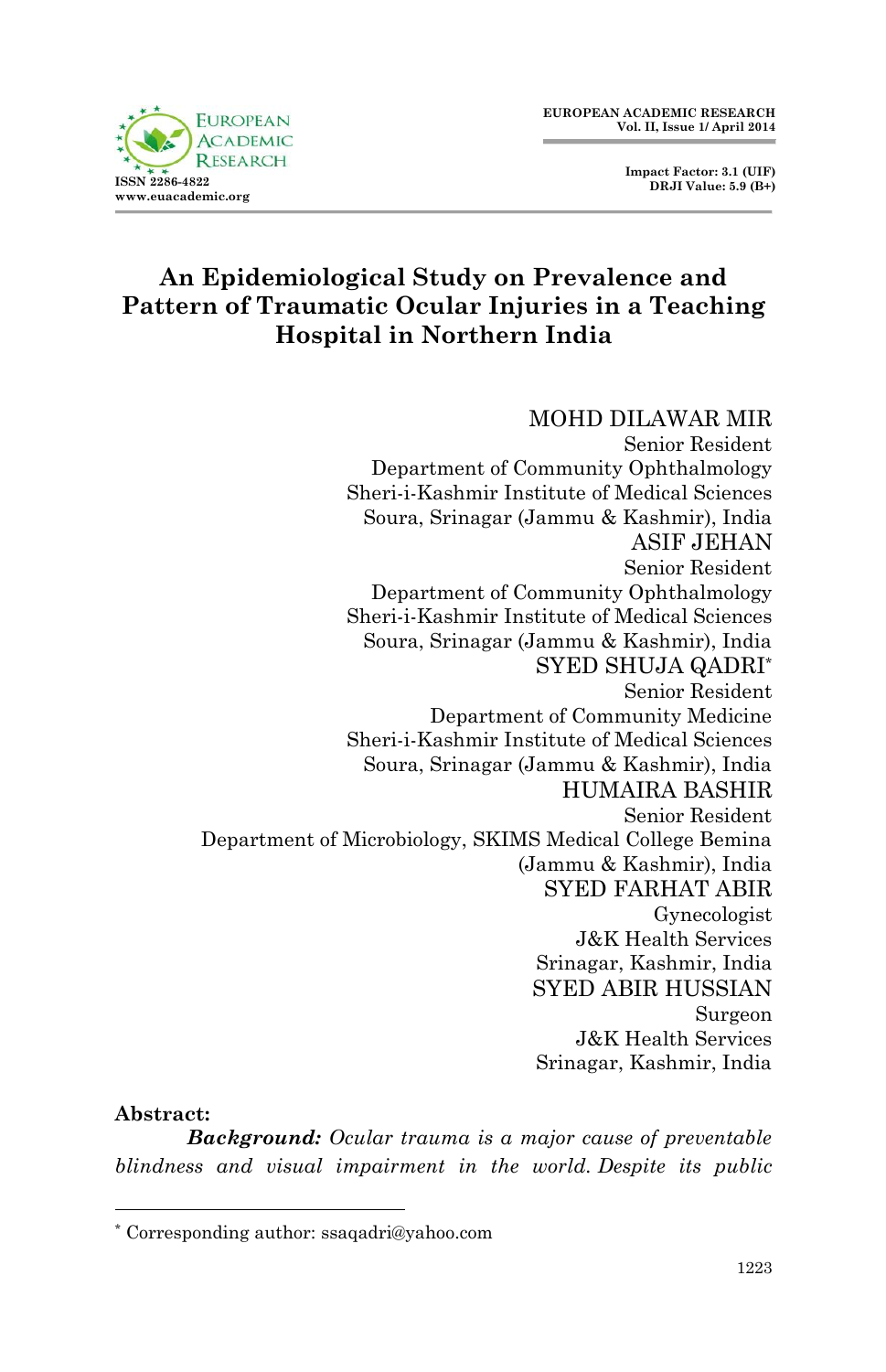# An Epidemiological Study on Prevalence and Pattern of Traumatic Ocular Injuries in a Teaching Hospital in Northern India

**MOHD DILAWAR MIR**
Senior Resident
Department of Community Ophthalmology
Sheri-i-Kashmir Institute of Medical Sciences
Soura, Srinagar (Jammu & Kashmir), India

**ASIF JEHAN**
Senior Resident
Department of Community Ophthalmology
Sheri-i-Kashmir Institute of Medical Sciences
Soura, Srinagar (Jammu & Kashmir), India

**SYED SHUJA QADRI***
Senior Resident
Department of Community Medicine
Sheri-i-Kashmir Institute of Medical Sciences
Soura, Srinagar (Jammu & Kashmir), India

**HUMAIRA BASHIR**
Senior Resident
Department of Microbiology, SKIMS Medical College Bemina
(Jammu & Kashmir), India

**SYED FARHAT ABIR**
Gynecologist
J&K Health Services
Srinagar, Kashmir, India

**SYED ABIR HUSSIAN**
Surgeon
J&K Health Services
Srinagar, Kashmir, India

**Abstract:**

***Background:*** *Ocular trauma is a major cause of preventable blindness and visual impairment in the world. Despite its public*

---

* Corresponding author: ssaqadri@yahoo.com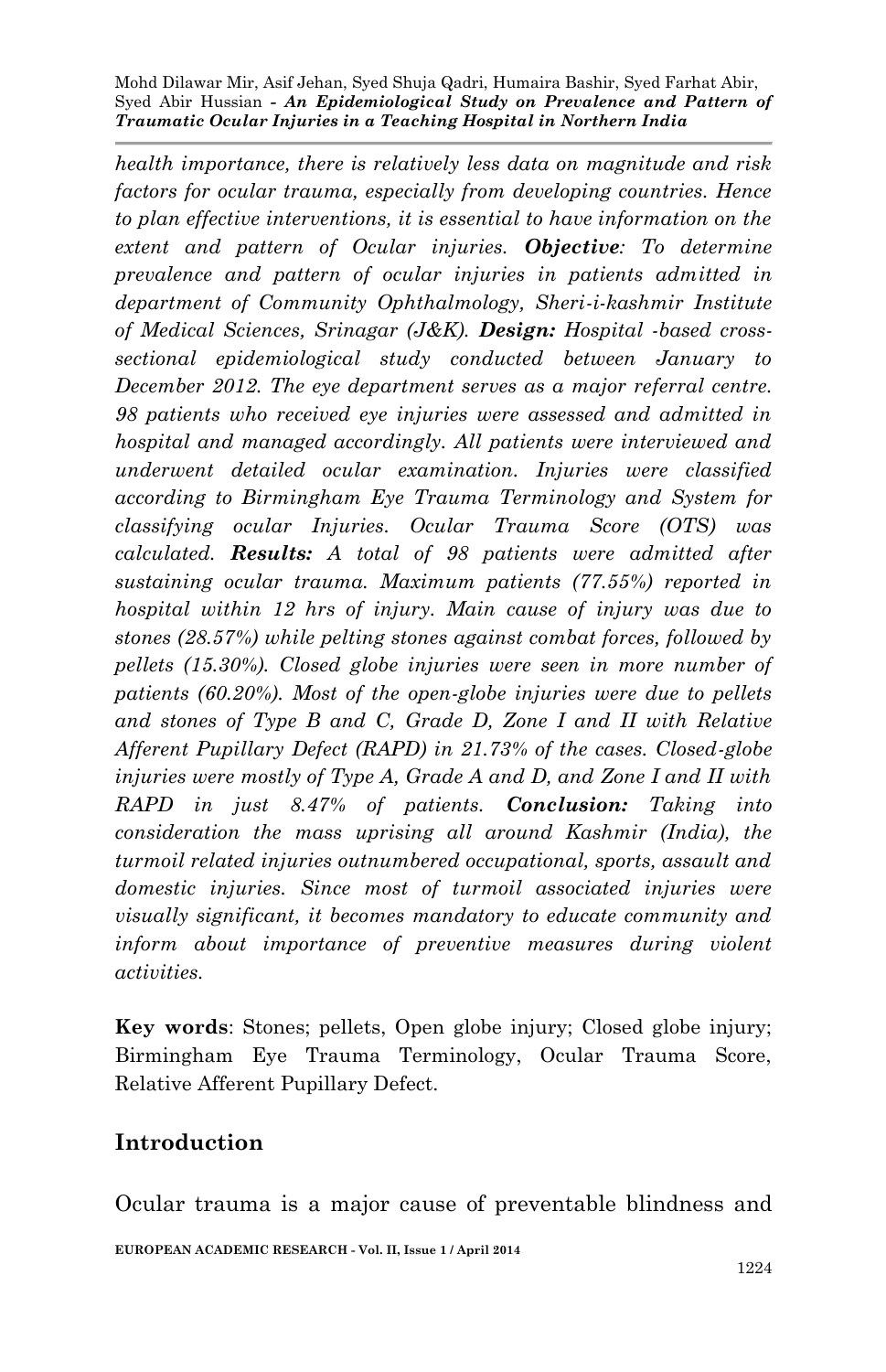*health importance, there is relatively less data on magnitude and risk factors for ocular trauma, especially from developing countries. Hence to plan effective interventions, it is essential to have information on the extent and pattern of Ocular injuries.* ***Objective****: To determine prevalence and pattern of ocular injuries in patients admitted in department of Community Ophthalmology, Sheri-i-kashmir Institute of Medical Sciences, Srinagar (J&K).* ***Design:*** *Hospital -based cross-sectional epidemiological study conducted between January to December 2012. The eye department serves as a major referral centre. 98 patients who received eye injuries were assessed and admitted in hospital and managed accordingly. All patients were interviewed and underwent detailed ocular examination. Injuries were classified according to Birmingham Eye Trauma Terminology and System for classifying ocular Injuries. Ocular Trauma Score (OTS) was calculated.* ***Results:*** *A total of 98 patients were admitted after sustaining ocular trauma. Maximum patients (77.55%) reported in hospital within 12 hrs of injury. Main cause of injury was due to stones (28.57%) while pelting stones against combat forces, followed by pellets (15.30%). Closed globe injuries were seen in more number of patients (60.20%). Most of the open-globe injuries were due to pellets and stones of Type B and C, Grade D, Zone I and II with Relative Afferent Pupillary Defect (RAPD) in 21.73% of the cases. Closed-globe injuries were mostly of Type A, Grade A and D, and Zone I and II with RAPD in just 8.47% of patients.* ***Conclusion:*** *Taking into consideration the mass uprising all around Kashmir (India), the turmoil related injuries outnumbered occupational, sports, assault and domestic injuries. Since most of turmoil associated injuries were visually significant, it becomes mandatory to educate community and inform about importance of preventive measures during violent activities.*

**Key words**: Stones; pellets, Open globe injury; Closed globe injury; Birmingham Eye Trauma Terminology, Ocular Trauma Score, Relative Afferent Pupillary Defect.

## Introduction

Ocular trauma is a major cause of preventable blindness and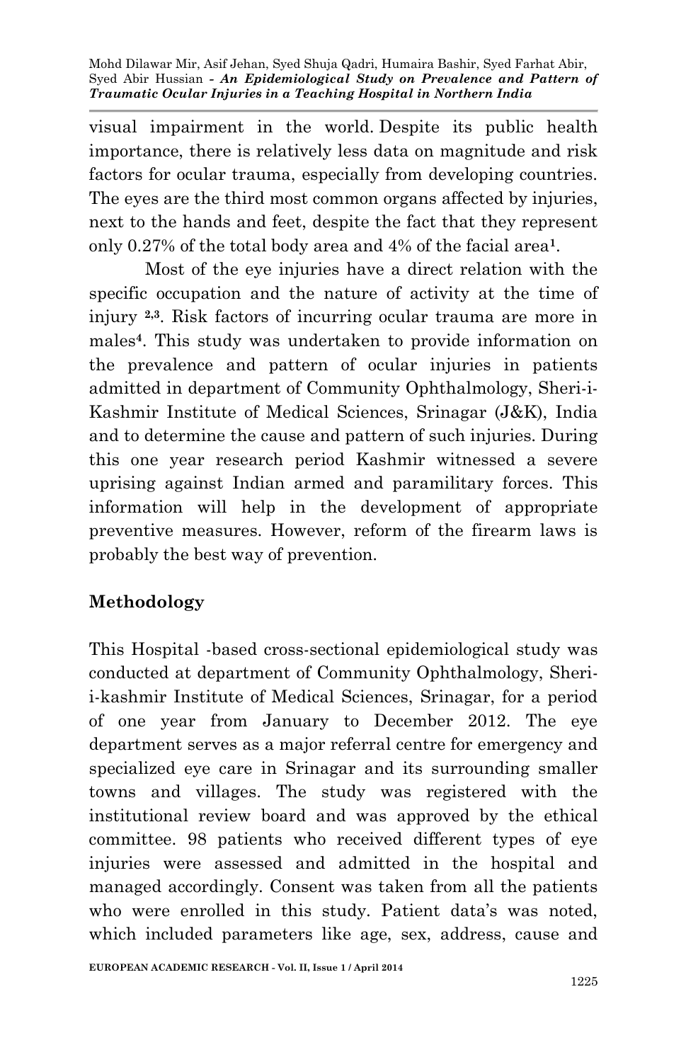visual impairment in the world. Despite its public health importance, there is relatively less data on magnitude and risk factors for ocular trauma, especially from developing countries. The eyes are the third most common organs affected by injuries, next to the hands and feet, despite the fact that they represent only 0.27% of the total body area and 4% of the facial area[1].

Most of the eye injuries have a direct relation with the specific occupation and the nature of activity at the time of injury [2,3]. Risk factors of incurring ocular trauma are more in males[4]. This study was undertaken to provide information on the prevalence and pattern of ocular injuries in patients admitted in department of Community Ophthalmology, Sheri-i-Kashmir Institute of Medical Sciences, Srinagar (J&K), India and to determine the cause and pattern of such injuries. During this one year research period Kashmir witnessed a severe uprising against Indian armed and paramilitary forces. This information will help in the development of appropriate preventive measures. However, reform of the firearm laws is probably the best way of prevention.

## Methodology

This Hospital -based cross-sectional epidemiological study was conducted at department of Community Ophthalmology, Sheri-i-kashmir Institute of Medical Sciences, Srinagar, for a period of one year from January to December 2012. The eye department serves as a major referral centre for emergency and specialized eye care in Srinagar and its surrounding smaller towns and villages. The study was registered with the institutional review board and was approved by the ethical committee. 98 patients who received different types of eye injuries were assessed and admitted in the hospital and managed accordingly. Consent was taken from all the patients who were enrolled in this study. Patient data's was noted, which included parameters like age, sex, address, cause and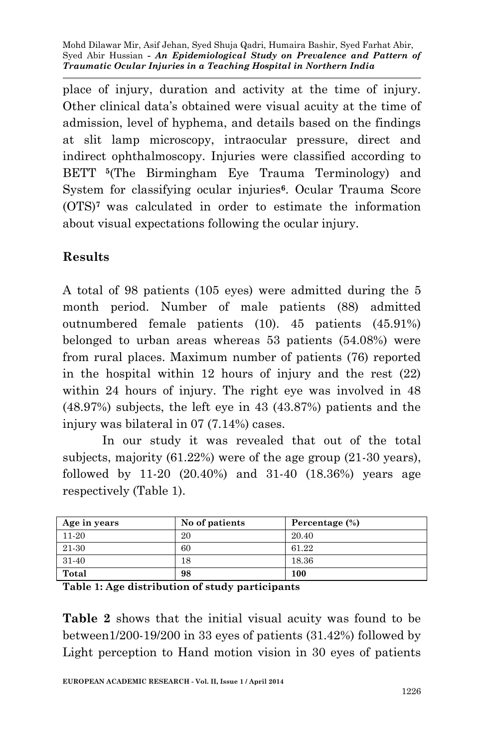place of injury, duration and activity at the time of injury. Other clinical data's obtained were visual acuity at the time of admission, level of hyphema, and details based on the findings at slit lamp microscopy, intraocular pressure, direct and indirect ophthalmoscopy. Injuries were classified according to BETT [5](The Birmingham Eye Trauma Terminology) and System for classifying ocular injuries[6]. Ocular Trauma Score (OTS)[7] was calculated in order to estimate the information about visual expectations following the ocular injury.

## Results

A total of 98 patients (105 eyes) were admitted during the 5 month period. Number of male patients (88) admitted outnumbered female patients (10). 45 patients (45.91%) belonged to urban areas whereas 53 patients (54.08%) were from rural places. Maximum number of patients (76) reported in the hospital within 12 hours of injury and the rest (22) within 24 hours of injury. The right eye was involved in 48 (48.97%) subjects, the left eye in 43 (43.87%) patients and the injury was bilateral in 07 (7.14%) cases.

In our study it was revealed that out of the total subjects, majority (61.22%) were of the age group (21-30 years), followed by 11-20 (20.40%) and 31-40 (18.36%) years age respectively (Table 1).

| Age in years | No of patients | Percentage (%) |
|---|---|---|
| 11-20 | 20 | 20.40 |
| 21-30 | 60 | 61.22 |
| 31-40 | 18 | 18.36 |
| **Total** | **98** | **100** |

**Table 1: Age distribution of study participants**

**Table 2** shows that the initial visual acuity was found to be between1/200-19/200 in 33 eyes of patients (31.42%) followed by Light perception to Hand motion vision in 30 eyes of patients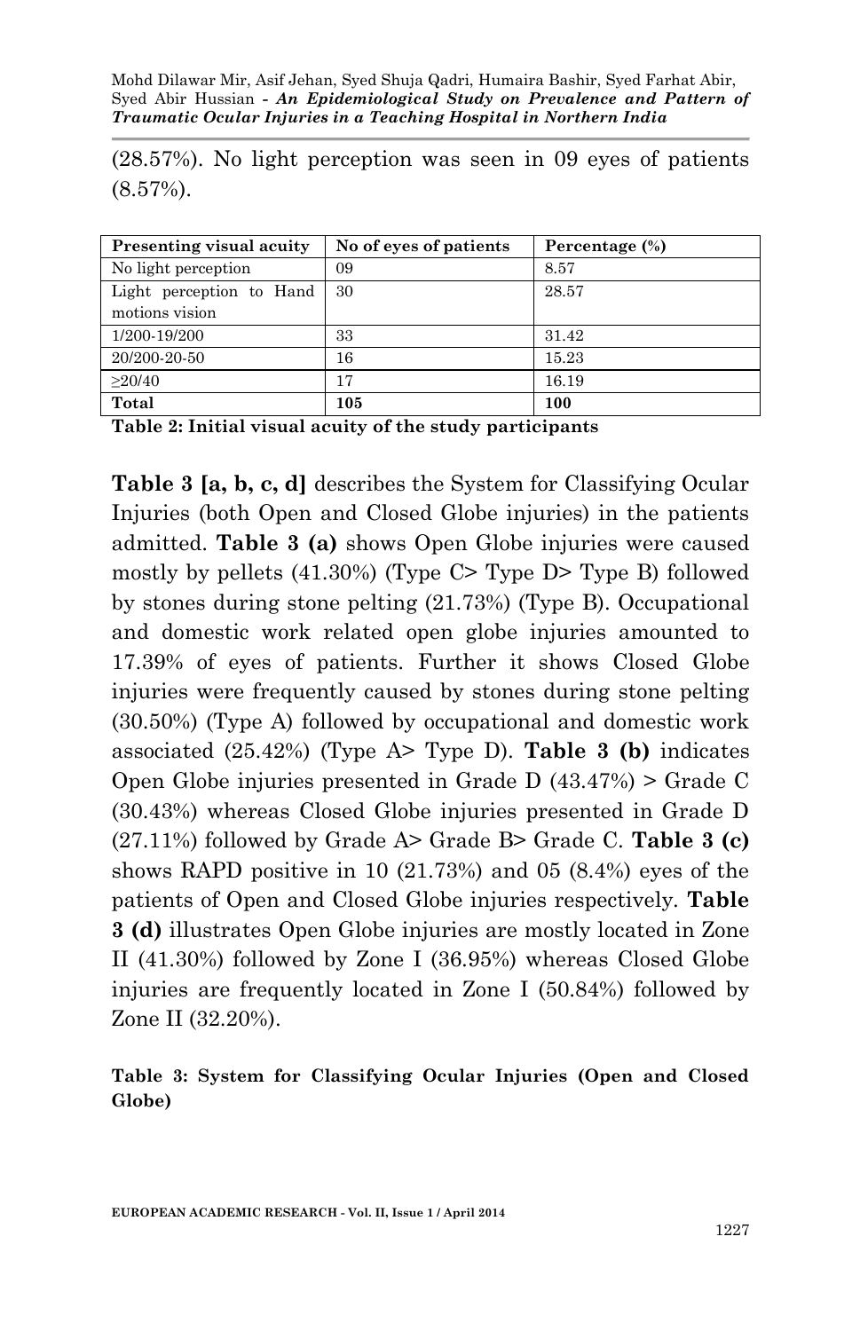(28.57%). No light perception was seen in 09 eyes of patients (8.57%).

| Presenting visual acuity | No of eyes of patients | Percentage (%) |
|---|---|---|
| No light perception | 09 | 8.57 |
| Light perception to Hand motions vision | 30 | 28.57 |
| 1/200-19/200 | 33 | 31.42 |
| 20/200-20-50 | 16 | 15.23 |
| ≥20/40 | 17 | 16.19 |
| **Total** | **105** | **100** |

**Table 2: Initial visual acuity of the study participants**

**Table 3 [a, b, c, d]** describes the System for Classifying Ocular Injuries (both Open and Closed Globe injuries) in the patients admitted. **Table 3 (a)** shows Open Globe injuries were caused mostly by pellets (41.30%) (Type C> Type D> Type B) followed by stones during stone pelting (21.73%) (Type B). Occupational and domestic work related open globe injuries amounted to 17.39% of eyes of patients. Further it shows Closed Globe injuries were frequently caused by stones during stone pelting (30.50%) (Type A) followed by occupational and domestic work associated (25.42%) (Type A> Type D). **Table 3 (b)** indicates Open Globe injuries presented in Grade D (43.47%) > Grade C (30.43%) whereas Closed Globe injuries presented in Grade D (27.11%) followed by Grade A> Grade B> Grade C. **Table 3 (c)** shows RAPD positive in 10 (21.73%) and 05 (8.4%) eyes of the patients of Open and Closed Globe injuries respectively. **Table 3 (d)** illustrates Open Globe injuries are mostly located in Zone II (41.30%) followed by Zone I (36.95%) whereas Closed Globe injuries are frequently located in Zone I (50.84%) followed by Zone II (32.20%).

**Table 3: System for Classifying Ocular Injuries (Open and Closed Globe)**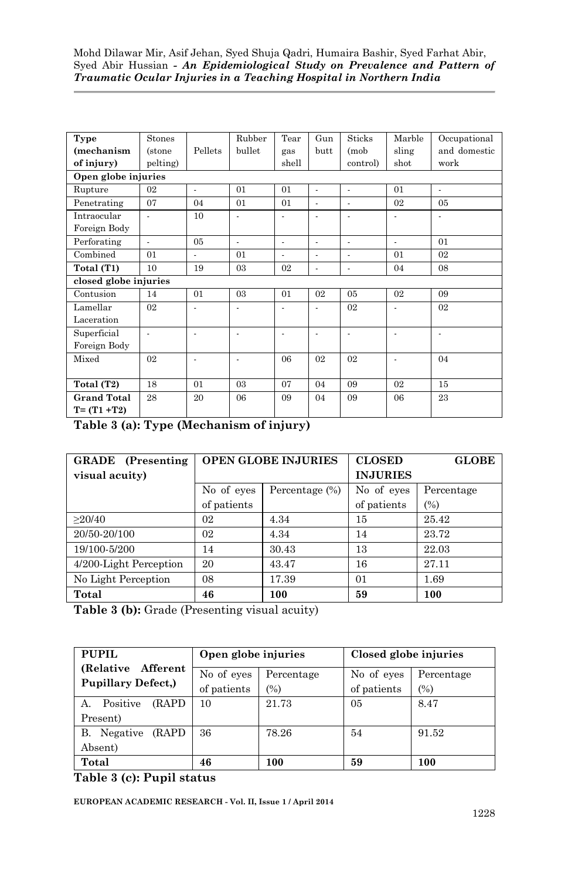| Type (mechanism of injury) | Stones (stone pelting) | Pellets | Rubber bullet | Tear gas shell | Gun butt | Sticks (mob control) | Marble sling shot | Occupational and domestic work |
|---|---|---|---|---|---|---|---|---|
| **Open globe injuries** | | | | | | | | |
| Rupture | 02 | - | 01 | 01 | - | - | 01 | - |
| Penetrating | 07 | 04 | 01 | 01 | - | - | 02 | 05 |
| Intraocular Foreign Body | - | 10 | - | - | - | - | - | - |
| Perforating | - | 05 | - | - | - | - | - | 01 |
| Combined | 01 | - | 01 | - | - | - | 01 | 02 |
| **Total (T1)** | 10 | 19 | 03 | 02 | - | - | 04 | 08 |
| **closed globe injuries** | | | | | | | | |
| Contusion | 14 | 01 | 03 | 01 | 02 | 05 | 02 | 09 |
| Lamellar Laceration | 02 | - | - | - | - | 02 | - | 02 |
| Superficial Foreign Body | - | - | - | - | - | - | - | - |
| Mixed | 02 | - | - | 06 | 02 | 02 | - | 04 |
| **Total (T2)** | 18 | 01 | 03 | 07 | 04 | 09 | 02 | 15 |
| **Grand Total T= (T1 +T2)** | 28 | 20 | 06 | 09 | 04 | 09 | 06 | 23 |

**Table 3 (a): Type (Mechanism of injury)**

| **GRADE (Presenting visual acuity)** | **OPEN GLOBE INJURIES** | | **CLOSED GLOBE INJURIES** | |
|---|---|---|---|---|
| | No of eyes of patients | Percentage (%) | No of eyes of patients | Percentage (%) |
| ≥20/40 | 02 | 4.34 | 15 | 25.42 |
| 20/50-20/100 | 02 | 4.34 | 14 | 23.72 |
| 19/100-5/200 | 14 | 30.43 | 13 | 22.03 |
| 4/200-Light Perception | 20 | 43.47 | 16 | 27.11 |
| No Light Perception | 08 | 17.39 | 01 | 1.69 |
| **Total** | **46** | **100** | **59** | **100** |

**Table 3 (b):** Grade (Presenting visual acuity)

| **PUPIL (Relative Afferent Pupillary Defect,)** | **Open globe injuries** | | **Closed globe injuries** | |
|---|---|---|---|---|
| | No of eyes of patients | Percentage (%) | No of eyes of patients | Percentage (%) |
| A. Positive (RAPD Present) | 10 | 21.73 | 05 | 8.47 |
| B. Negative (RAPD Absent) | 36 | 78.26 | 54 | 91.52 |
| **Total** | **46** | **100** | **59** | **100** |

**Table 3 (c): Pupil status**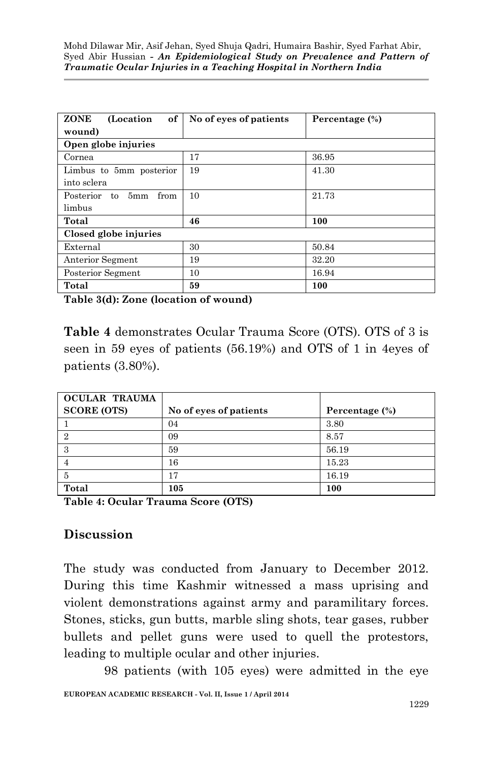| ZONE (Location of wound) | No of eyes of patients | Percentage (%) |
|---|---|---|
| **Open globe injuries** | | |
| Cornea | 17 | 36.95 |
| Limbus to 5mm posterior into sclera | 19 | 41.30 |
| Posterior to 5mm from limbus | 10 | 21.73 |
| **Total** | **46** | **100** |
| **Closed globe injuries** | | |
| External | 30 | 50.84 |
| Anterior Segment | 19 | 32.20 |
| Posterior Segment | 10 | 16.94 |
| **Total** | **59** | **100** |

**Table 3(d): Zone (location of wound)**

**Table 4** demonstrates Ocular Trauma Score (OTS). OTS of 3 is seen in 59 eyes of patients (56.19%) and OTS of 1 in 4eyes of patients (3.80%).

| OCULAR TRAUMA SCORE (OTS) | No of eyes of patients | Percentage (%) |
|---|---|---|
| 1 | 04 | 3.80 |
| 2 | 09 | 8.57 |
| 3 | 59 | 56.19 |
| 4 | 16 | 15.23 |
| 5 | 17 | 16.19 |
| **Total** | **105** | **100** |

**Table 4: Ocular Trauma Score (OTS)**

## Discussion

The study was conducted from January to December 2012. During this time Kashmir witnessed a mass uprising and violent demonstrations against army and paramilitary forces. Stones, sticks, gun butts, marble sling shots, tear gases, rubber bullets and pellet guns were used to quell the protestors, leading to multiple ocular and other injuries.

98 patients (with 105 eyes) were admitted in the eye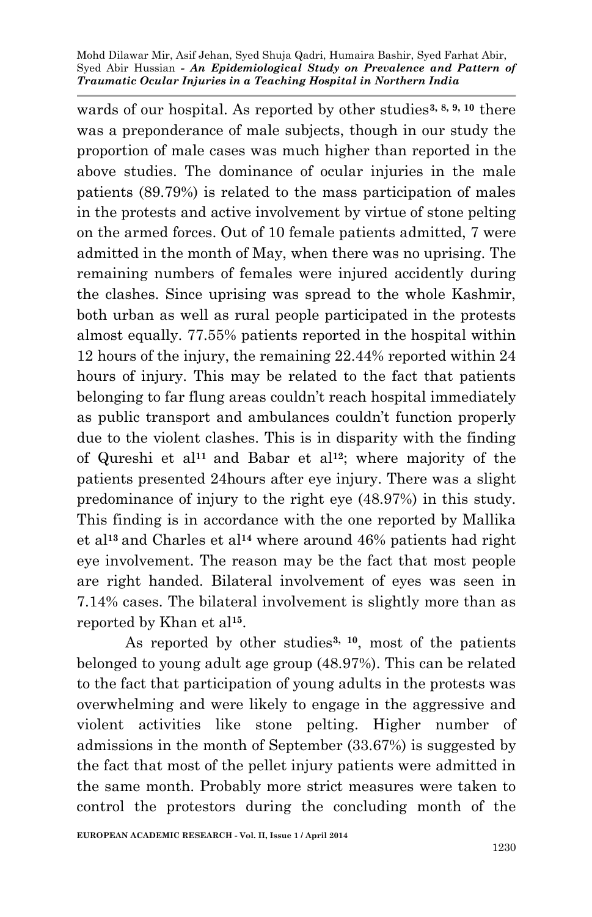wards of our hospital. As reported by other studies[3, 8, 9, 10] there was a preponderance of male subjects, though in our study the proportion of male cases was much higher than reported in the above studies. The dominance of ocular injuries in the male patients (89.79%) is related to the mass participation of males in the protests and active involvement by virtue of stone pelting on the armed forces. Out of 10 female patients admitted, 7 were admitted in the month of May, when there was no uprising. The remaining numbers of females were injured accidently during the clashes. Since uprising was spread to the whole Kashmir, both urban as well as rural people participated in the protests almost equally. 77.55% patients reported in the hospital within 12 hours of the injury, the remaining 22.44% reported within 24 hours of injury. This may be related to the fact that patients belonging to far flung areas couldn't reach hospital immediately as public transport and ambulances couldn't function properly due to the violent clashes. This is in disparity with the finding of Qureshi et al[11] and Babar et al[12]; where majority of the patients presented 24hours after eye injury. There was a slight predominance of injury to the right eye (48.97%) in this study. This finding is in accordance with the one reported by Mallika et al[13] and Charles et al[14] where around 46% patients had right eye involvement. The reason may be the fact that most people are right handed. Bilateral involvement of eyes was seen in 7.14% cases. The bilateral involvement is slightly more than as reported by Khan et al[15].

As reported by other studies[3, 10], most of the patients belonged to young adult age group (48.97%). This can be related to the fact that participation of young adults in the protests was overwhelming and were likely to engage in the aggressive and violent activities like stone pelting. Higher number of admissions in the month of September (33.67%) is suggested by the fact that most of the pellet injury patients were admitted in the same month. Probably more strict measures were taken to control the protestors during the concluding month of the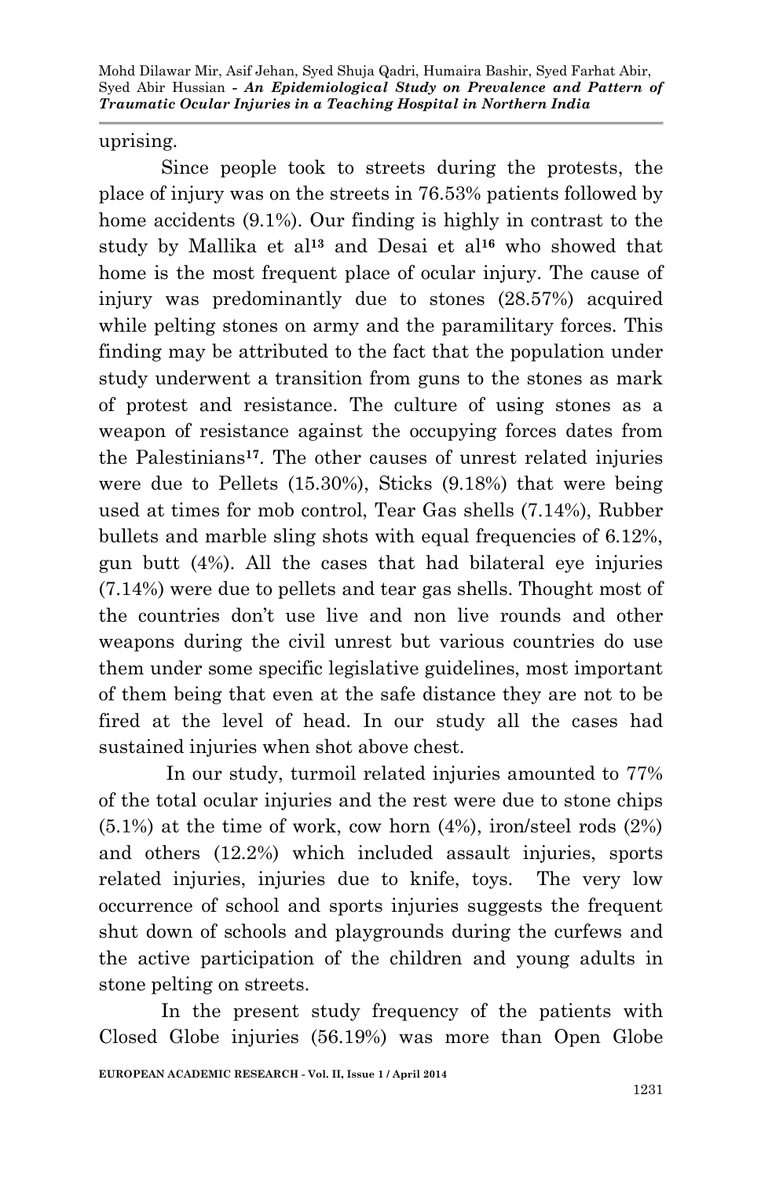uprising.

Since people took to streets during the protests, the place of injury was on the streets in 76.53% patients followed by home accidents (9.1%). Our finding is highly in contrast to the study by Mallika et al[13] and Desai et al[16] who showed that home is the most frequent place of ocular injury. The cause of injury was predominantly due to stones (28.57%) acquired while pelting stones on army and the paramilitary forces. This finding may be attributed to the fact that the population under study underwent a transition from guns to the stones as mark of protest and resistance. The culture of using stones as a weapon of resistance against the occupying forces dates from the Palestinians[17]. The other causes of unrest related injuries were due to Pellets (15.30%), Sticks (9.18%) that were being used at times for mob control, Tear Gas shells (7.14%), Rubber bullets and marble sling shots with equal frequencies of 6.12%, gun butt (4%). All the cases that had bilateral eye injuries (7.14%) were due to pellets and tear gas shells. Thought most of the countries don't use live and non live rounds and other weapons during the civil unrest but various countries do use them under some specific legislative guidelines, most important of them being that even at the safe distance they are not to be fired at the level of head. In our study all the cases had sustained injuries when shot above chest.

In our study, turmoil related injuries amounted to 77% of the total ocular injuries and the rest were due to stone chips (5.1%) at the time of work, cow horn (4%), iron/steel rods (2%) and others (12.2%) which included assault injuries, sports related injuries, injuries due to knife, toys. The very low occurrence of school and sports injuries suggests the frequent shut down of schools and playgrounds during the curfews and the active participation of the children and young adults in stone pelting on streets.

In the present study frequency of the patients with Closed Globe injuries (56.19%) was more than Open Globe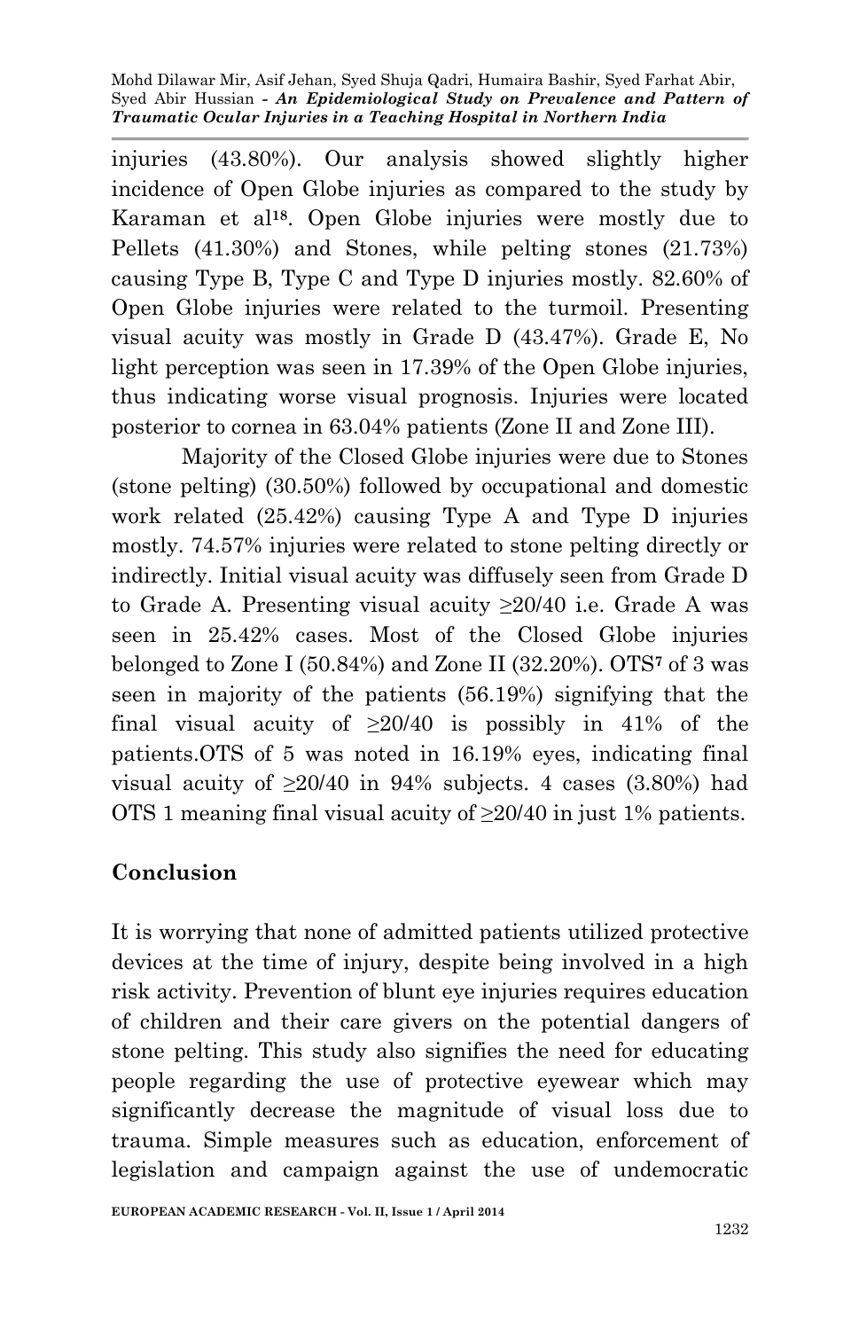injuries (43.80%). Our analysis showed slightly higher incidence of Open Globe injuries as compared to the study by Karaman et al[18]. Open Globe injuries were mostly due to Pellets (41.30%) and Stones, while pelting stones (21.73%) causing Type B, Type C and Type D injuries mostly. 82.60% of Open Globe injuries were related to the turmoil. Presenting visual acuity was mostly in Grade D (43.47%). Grade E, No light perception was seen in 17.39% of the Open Globe injuries, thus indicating worse visual prognosis. Injuries were located posterior to cornea in 63.04% patients (Zone II and Zone III).

Majority of the Closed Globe injuries were due to Stones (stone pelting) (30.50%) followed by occupational and domestic work related (25.42%) causing Type A and Type D injuries mostly. 74.57% injuries were related to stone pelting directly or indirectly. Initial visual acuity was diffusely seen from Grade D to Grade A. Presenting visual acuity ≥20/40 i.e. Grade A was seen in 25.42% cases. Most of the Closed Globe injuries belonged to Zone I (50.84%) and Zone II (32.20%). OTS[7] of 3 was seen in majority of the patients (56.19%) signifying that the final visual acuity of ≥20/40 is possibly in 41% of the patients.OTS of 5 was noted in 16.19% eyes, indicating final visual acuity of ≥20/40 in 94% subjects. 4 cases (3.80%) had OTS 1 meaning final visual acuity of ≥20/40 in just 1% patients.

## Conclusion

It is worrying that none of admitted patients utilized protective devices at the time of injury, despite being involved in a high risk activity. Prevention of blunt eye injuries requires education of children and their care givers on the potential dangers of stone pelting. This study also signifies the need for educating people regarding the use of protective eyewear which may significantly decrease the magnitude of visual loss due to trauma. Simple measures such as education, enforcement of legislation and campaign against the use of undemocratic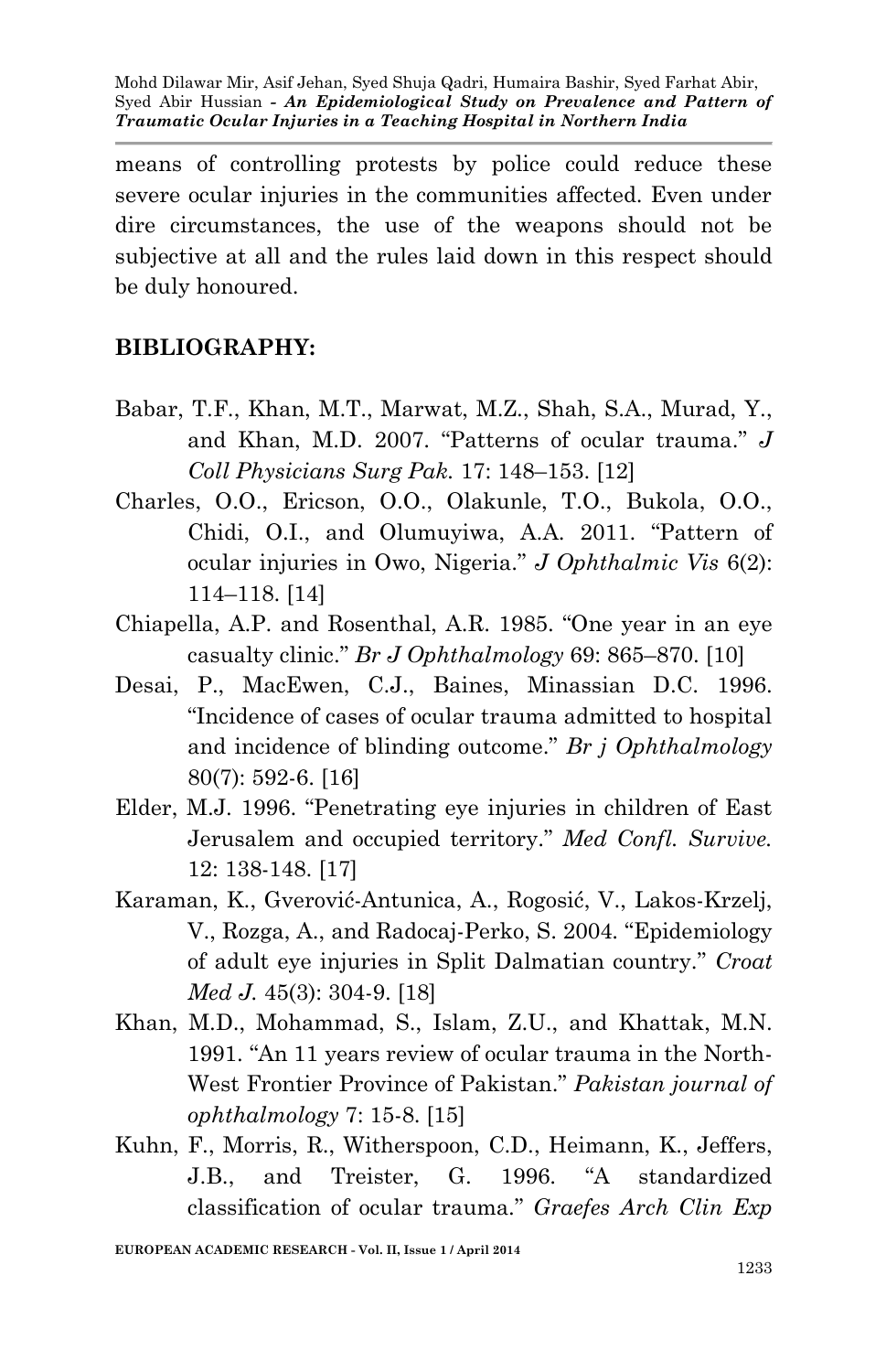means of controlling protests by police could reduce these severe ocular injuries in the communities affected. Even under dire circumstances, the use of the weapons should not be subjective at all and the rules laid down in this respect should be duly honoured.

## BIBLIOGRAPHY:

Babar, T.F., Khan, M.T., Marwat, M.Z., Shah, S.A., Murad, Y., and Khan, M.D. 2007. "Patterns of ocular trauma." *J Coll Physicians Surg Pak.* 17: 148–153. [12]

Charles, O.O., Ericson, O.O., Olakunle, T.O., Bukola, O.O., Chidi, O.I., and Olumuyiwa, A.A. 2011. "Pattern of ocular injuries in Owo, Nigeria." *J Ophthalmic Vis* 6(2): 114–118. [14]

Chiapella, A.P. and Rosenthal, A.R. 1985. "One year in an eye casualty clinic." *Br J Ophthalmology* 69: 865–870. [10]

Desai, P., MacEwen, C.J., Baines, Minassian D.C. 1996. "Incidence of cases of ocular trauma admitted to hospital and incidence of blinding outcome." *Br j Ophthalmology* 80(7): 592-6. [16]

Elder, M.J. 1996. "Penetrating eye injuries in children of East Jerusalem and occupied territory." *Med Confl. Survive.* 12: 138-148. [17]

Karaman, K., Gverović-Antunica, A., Rogosić, V., Lakos-Krzelj, V., Rozga, A., and Radocaj-Perko, S. 2004. "Epidemiology of adult eye injuries in Split Dalmatian country." *Croat Med J.* 45(3): 304-9. [18]

Khan, M.D., Mohammad, S., Islam, Z.U., and Khattak, M.N. 1991. "An 11 years review of ocular trauma in the North-West Frontier Province of Pakistan." *Pakistan journal of ophthalmology* 7: 15-8. [15]

Kuhn, F., Morris, R., Witherspoon, C.D., Heimann, K., Jeffers, J.B., and Treister, G. 1996. "A standardized classification of ocular trauma." *Graefes Arch Clin Exp*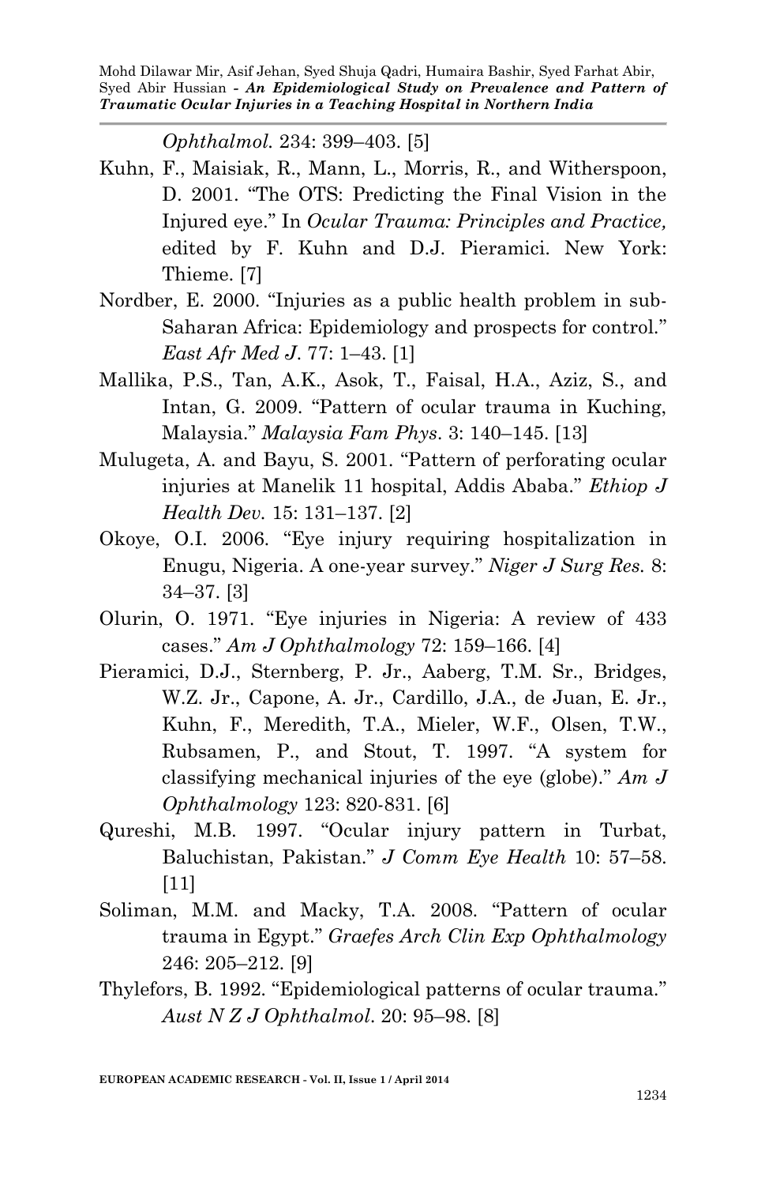*Ophthalmol.* 234: 399–403. [5]

Kuhn, F., Maisiak, R., Mann, L., Morris, R., and Witherspoon, D. 2001. "The OTS: Predicting the Final Vision in the Injured eye." In *Ocular Trauma: Principles and Practice,* edited by F. Kuhn and D.J. Pieramici. New York: Thieme. [7]

Nordber, E. 2000. "Injuries as a public health problem in sub-Saharan Africa: Epidemiology and prospects for control." *East Afr Med J*. 77: 1–43. [1]

Mallika, P.S., Tan, A.K., Asok, T., Faisal, H.A., Aziz, S., and Intan, G. 2009. "Pattern of ocular trauma in Kuching, Malaysia." *Malaysia Fam Phys*. 3: 140–145. [13]

Mulugeta, A. and Bayu, S. 2001. "Pattern of perforating ocular injuries at Manelik 11 hospital, Addis Ababa." *Ethiop J Health Dev.* 15: 131–137. [2]

Okoye, O.I. 2006. "Eye injury requiring hospitalization in Enugu, Nigeria. A one-year survey." *Niger J Surg Res.* 8: 34–37. [3]

Olurin, O. 1971. "Eye injuries in Nigeria: A review of 433 cases." *Am J Ophthalmology* 72: 159–166. [4]

Pieramici, D.J., Sternberg, P. Jr., Aaberg, T.M. Sr., Bridges, W.Z. Jr., Capone, A. Jr., Cardillo, J.A., de Juan, E. Jr., Kuhn, F., Meredith, T.A., Mieler, W.F., Olsen, T.W., Rubsamen, P., and Stout, T. 1997. "A system for classifying mechanical injuries of the eye (globe)." *Am J Ophthalmology* 123: 820-831. [6]

Qureshi, M.B. 1997. "Ocular injury pattern in Turbat, Baluchistan, Pakistan." *J Comm Eye Health* 10: 57–58. [11]

Soliman, M.M. and Macky, T.A. 2008. "Pattern of ocular trauma in Egypt." *Graefes Arch Clin Exp Ophthalmology* 246: 205–212. [9]

Thylefors, B. 1992. "Epidemiological patterns of ocular trauma." *Aust N Z J Ophthalmol.* 20: 95–98. [8]